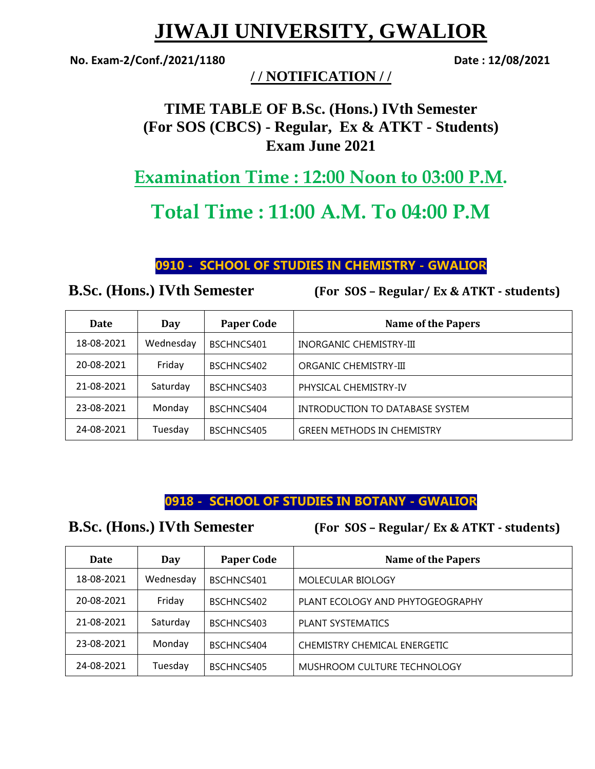# JIWAJI UNIVERSITY, GWALIOR

**No. Exam-2/Conf./2021/1180** **Date : 12/08/2021**

**/ / NOTIFICATION / /**

## TIME TABLE OF B.Sc. (Hons.) IVth Semester
## (For SOS (CBCS) - Regular, Ex & ATKT - Students)
## Exam June 2021

## Examination Time : 12:00 Noon to 03:00 P.M.

## Total Time : 11:00 A.M. To 04:00 P.M

### 0910 - SCHOOL OF STUDIES IN CHEMISTRY - GWALIOR

**B.Sc. (Hons.) IVth Semester** **(For SOS – Regular/ Ex & ATKT - students)**

| Date | Day | Paper Code | Name of the Papers |
|---|---|---|---|
| 18-08-2021 | Wednesday | BSCHNCS401 | INORGANIC CHEMISTRY-III |
| 20-08-2021 | Friday | BSCHNCS402 | ORGANIC CHEMISTRY-III |
| 21-08-2021 | Saturday | BSCHNCS403 | PHYSICAL CHEMISTRY-IV |
| 23-08-2021 | Monday | BSCHNCS404 | INTRODUCTION TO DATABASE SYSTEM |
| 24-08-2021 | Tuesday | BSCHNCS405 | GREEN METHODS IN CHEMISTRY |

### 0918 - SCHOOL OF STUDIES IN BOTANY - GWALIOR

**B.Sc. (Hons.) IVth Semester** **(For SOS – Regular/ Ex & ATKT - students)**

| Date | Day | Paper Code | Name of the Papers |
|---|---|---|---|
| 18-08-2021 | Wednesday | BSCHNCS401 | MOLECULAR BIOLOGY |
| 20-08-2021 | Friday | BSCHNCS402 | PLANT ECOLOGY AND PHYTOGEOGRAPHY |
| 21-08-2021 | Saturday | BSCHNCS403 | PLANT SYSTEMATICS |
| 23-08-2021 | Monday | BSCHNCS404 | CHEMISTRY CHEMICAL ENERGETIC |
| 24-08-2021 | Tuesday | BSCHNCS405 | MUSHROOM CULTURE TECHNOLOGY |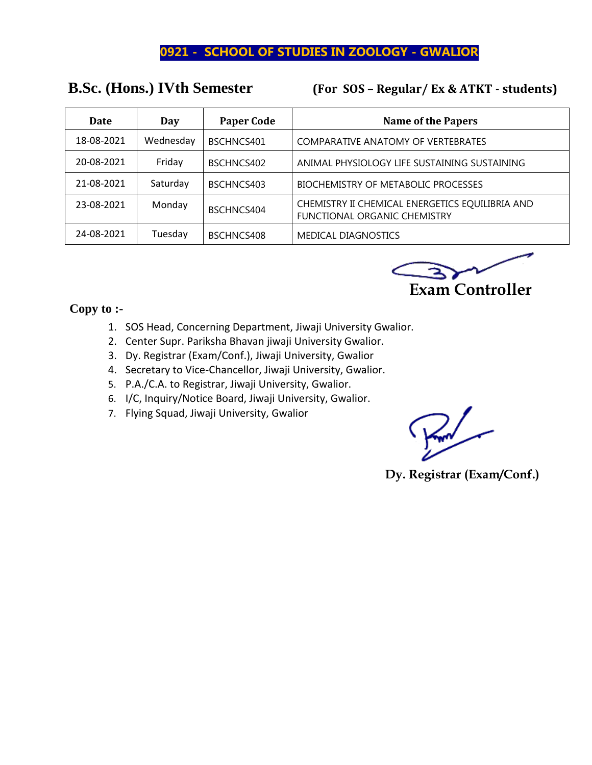# 0921 - SCHOOL OF STUDIES IN ZOOLOGY - GWALIOR

**B.Sc. (Hons.) IVth Semester** **(For SOS – Regular/ Ex & ATKT - students)**

| Date | Day | Paper Code | Name of the Papers |
|---|---|---|---|
| 18-08-2021 | Wednesday | BSCHNCS401 | COMPARATIVE ANATOMY OF VERTEBRATES |
| 20-08-2021 | Friday | BSCHNCS402 | ANIMAL PHYSIOLOGY LIFE SUSTAINING SUSTAINING |
| 21-08-2021 | Saturday | BSCHNCS403 | BIOCHEMISTRY OF METABOLIC PROCESSES |
| 23-08-2021 | Monday | BSCHNCS404 | CHEMISTRY II CHEMICAL ENERGETICS EQUILIBRIA AND FUNCTIONAL ORGANIC CHEMISTRY |
| 24-08-2021 | Tuesday | BSCHNCS408 | MEDICAL DIAGNOSTICS |

**Exam Controller**

**Copy to :-**

1. SOS Head, Concerning Department, Jiwaji University Gwalior.
2. Center Supr. Pariksha Bhavan jiwaji University Gwalior.
3. Dy. Registrar (Exam/Conf.), Jiwaji University, Gwalior
4. Secretary to Vice-Chancellor, Jiwaji University, Gwalior.
5. P.A./C.A. to Registrar, Jiwaji University, Gwalior.
6. I/C, Inquiry/Notice Board, Jiwaji University, Gwalior.
7. Flying Squad, Jiwaji University, Gwalior

**Dy. Registrar (Exam/Conf.)**